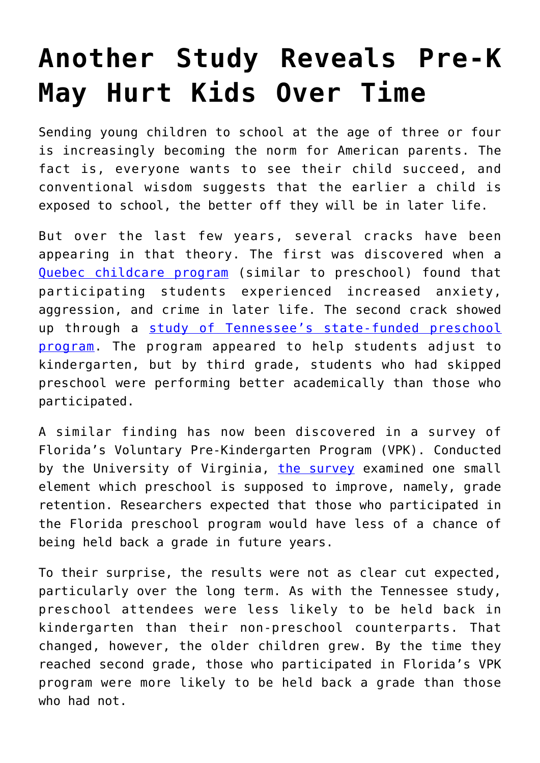# Another Study Reveals Pre-K May Hurt Kids Over Time

Sending young children to school at the age of three or four is increasingly becoming the norm for American parents. The fact is, everyone wants to see their child succeed, and conventional wisdom suggests that the earlier a child is exposed to school, the better off they will be in later life.

But over the last few years, several cracks have been appearing in that theory. The first was discovered when a [Quebec childcare program](#) (similar to preschool) found that participating students experienced increased anxiety, aggression, and crime in later life. The second crack showed up through a [study of Tennessee's state-funded preschool program](#). The program appeared to help students adjust to kindergarten, but by third grade, students who had skipped preschool were performing better academically than those who participated.

A similar finding has now been discovered in a survey of Florida's Voluntary Pre-Kindergarten Program (VPK). Conducted by the University of Virginia, [the survey](#) examined one small element which preschool is supposed to improve, namely, grade retention. Researchers expected that those who participated in the Florida preschool program would have less of a chance of being held back a grade in future years.

To their surprise, the results were not as clear cut expected, particularly over the long term. As with the Tennessee study, preschool attendees were less likely to be held back in kindergarten than their non-preschool counterparts. That changed, however, the older children grew. By the time they reached second grade, those who participated in Florida's VPK program were more likely to be held back a grade than those who had not.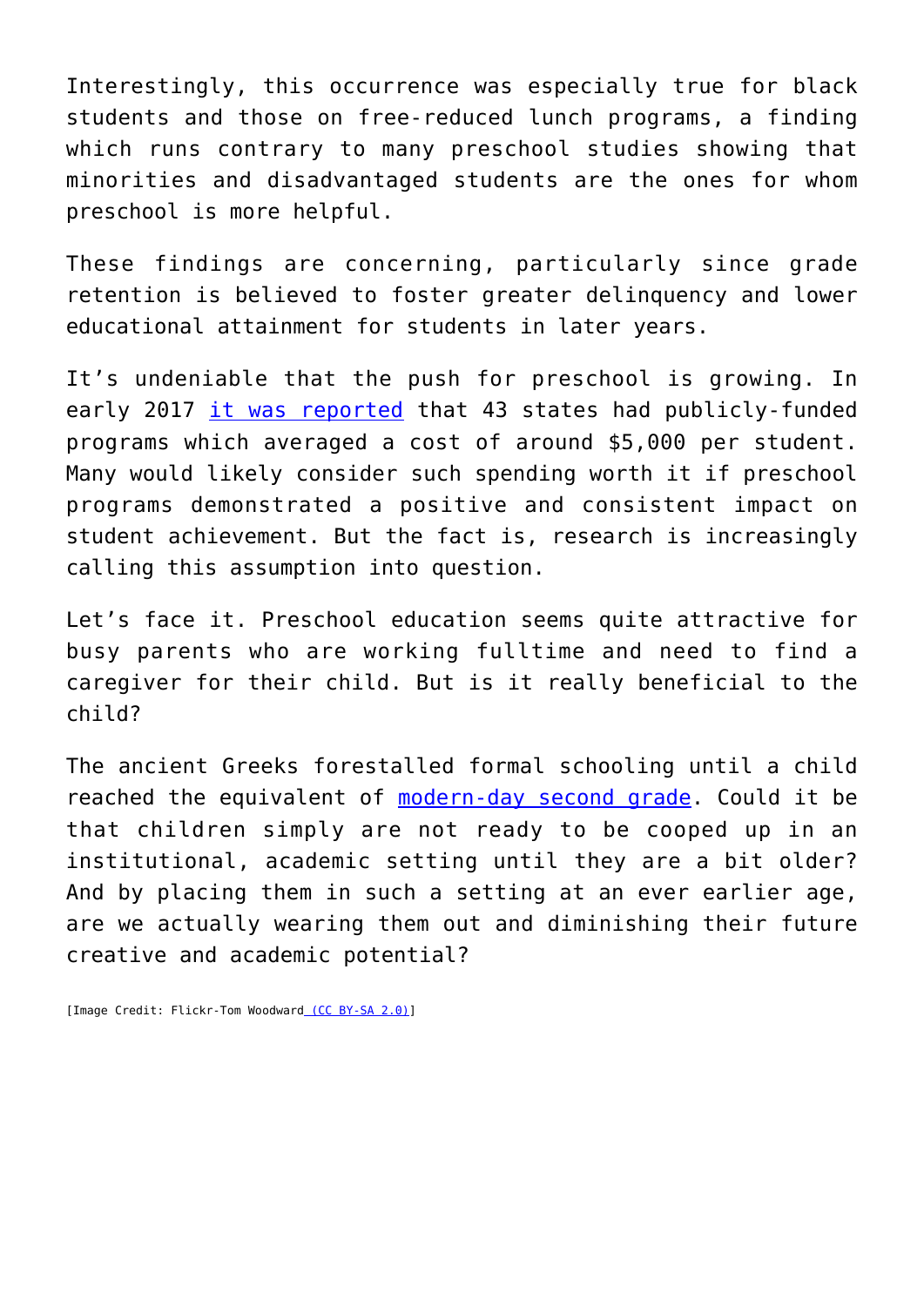Interestingly, this occurrence was especially true for black students and those on free-reduced lunch programs, a finding which runs contrary to many preschool studies showing that minorities and disadvantaged students are the ones for whom preschool is more helpful.

These findings are concerning, particularly since grade retention is believed to foster greater delinquency and lower educational attainment for students in later years.

It's undeniable that the push for preschool is growing. In early 2017 it was reported that 43 states had publicly-funded programs which averaged a cost of around $5,000 per student. Many would likely consider such spending worth it if preschool programs demonstrated a positive and consistent impact on student achievement. But the fact is, research is increasingly calling this assumption into question.

Let's face it. Preschool education seems quite attractive for busy parents who are working fulltime and need to find a caregiver for their child. But is it really beneficial to the child?

The ancient Greeks forestalled formal schooling until a child reached the equivalent of modern-day second grade. Could it be that children simply are not ready to be cooped up in an institutional, academic setting until they are a bit older? And by placing them in such a setting at an ever earlier age, are we actually wearing them out and diminishing their future creative and academic potential?

[Image Credit: Flickr-Tom Woodward (CC BY-SA 2.0)]